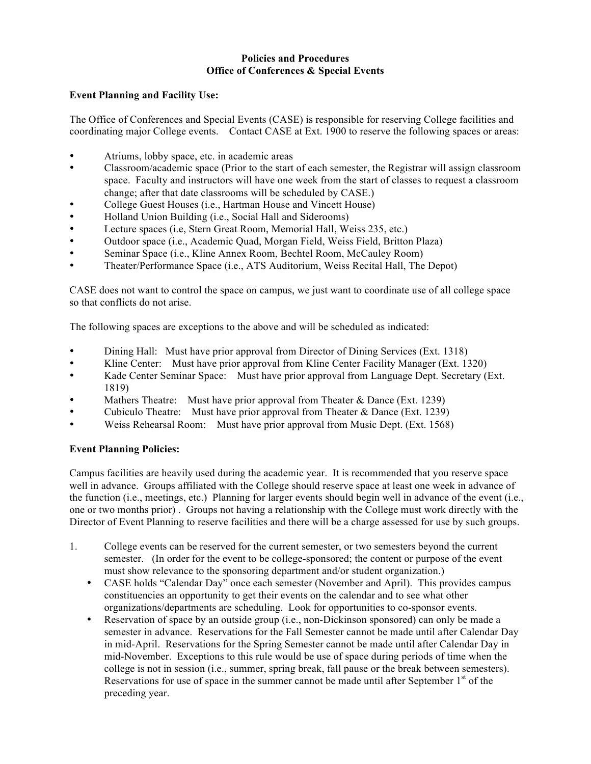**Policies and Procedures**
**Office of Conferences & Special Events**

**Event Planning and Facility Use:**

The Office of Conferences and Special Events (CASE) is responsible for reserving College facilities and coordinating major College events. Contact CASE at Ext. 1900 to reserve the following spaces or areas:

- Atriums, lobby space, etc. in academic areas
- Classroom/academic space (Prior to the start of each semester, the Registrar will assign classroom space. Faculty and instructors will have one week from the start of classes to request a classroom change; after that date classrooms will be scheduled by CASE.)
- College Guest Houses (i.e., Hartman House and Vincett House)
- Holland Union Building (i.e., Social Hall and Siderooms)
- Lecture spaces (i.e, Stern Great Room, Memorial Hall, Weiss 235, etc.)
- Outdoor space (i.e., Academic Quad, Morgan Field, Weiss Field, Britton Plaza)
- Seminar Space (i.e., Kline Annex Room, Bechtel Room, McCauley Room)
- Theater/Performance Space (i.e., ATS Auditorium, Weiss Recital Hall, The Depot)

CASE does not want to control the space on campus, we just want to coordinate use of all college space so that conflicts do not arise.

The following spaces are exceptions to the above and will be scheduled as indicated:

- Dining Hall: Must have prior approval from Director of Dining Services (Ext. 1318)
- Kline Center: Must have prior approval from Kline Center Facility Manager (Ext. 1320)
- Kade Center Seminar Space: Must have prior approval from Language Dept. Secretary (Ext. 1819)
- Mathers Theatre: Must have prior approval from Theater & Dance (Ext. 1239)
- Cubiculo Theatre: Must have prior approval from Theater & Dance (Ext. 1239)
- Weiss Rehearsal Room: Must have prior approval from Music Dept. (Ext. 1568)

**Event Planning Policies:**

Campus facilities are heavily used during the academic year. It is recommended that you reserve space well in advance. Groups affiliated with the College should reserve space at least one week in advance of the function (i.e., meetings, etc.) Planning for larger events should begin well in advance of the event (i.e., one or two months prior) . Groups not having a relationship with the College must work directly with the Director of Event Planning to reserve facilities and there will be a charge assessed for use by such groups.

1. College events can be reserved for the current semester, or two semesters beyond the current semester. (In order for the event to be college-sponsored; the content or purpose of the event must show relevance to the sponsoring department and/or student organization.)
   - CASE holds "Calendar Day" once each semester (November and April). This provides campus constituencies an opportunity to get their events on the calendar and to see what other organizations/departments are scheduling. Look for opportunities to co-sponsor events.
   - Reservation of space by an outside group (i.e., non-Dickinson sponsored) can only be made a semester in advance. Reservations for the Fall Semester cannot be made until after Calendar Day in mid-April. Reservations for the Spring Semester cannot be made until after Calendar Day in mid-November. Exceptions to this rule would be use of space during periods of time when the college is not in session (i.e., summer, spring break, fall pause or the break between semesters). Reservations for use of space in the summer cannot be made until after September 1st of the preceding year.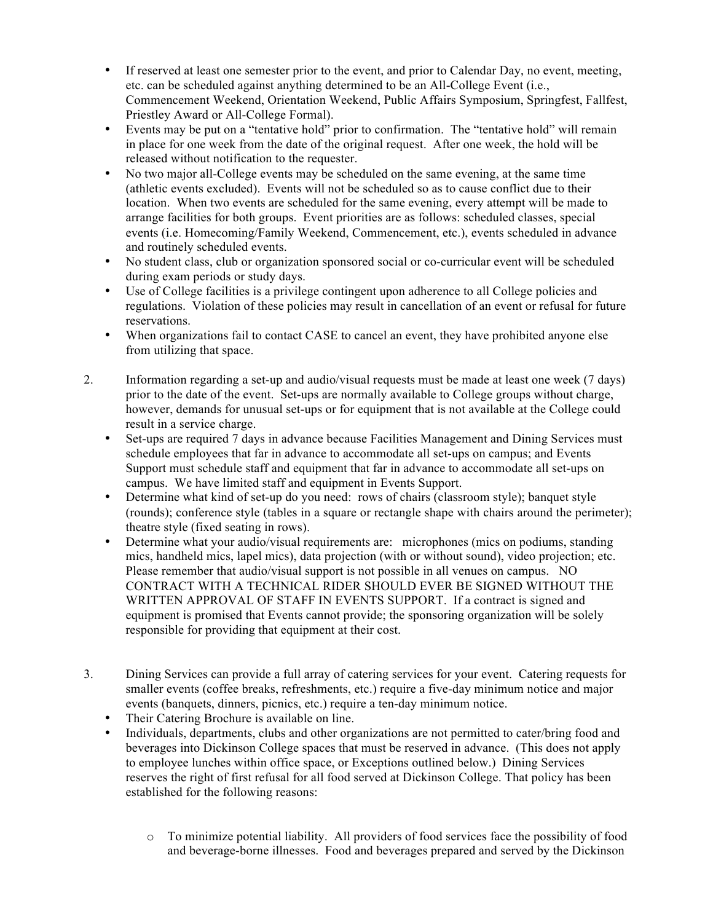- If reserved at least one semester prior to the event, and prior to Calendar Day, no event, meeting, etc. can be scheduled against anything determined to be an All-College Event (i.e., Commencement Weekend, Orientation Weekend, Public Affairs Symposium, Springfest, Fallfest, Priestley Award or All-College Formal).
- Events may be put on a "tentative hold" prior to confirmation. The "tentative hold" will remain in place for one week from the date of the original request. After one week, the hold will be released without notification to the requester.
- No two major all-College events may be scheduled on the same evening, at the same time (athletic events excluded). Events will not be scheduled so as to cause conflict due to their location. When two events are scheduled for the same evening, every attempt will be made to arrange facilities for both groups. Event priorities are as follows: scheduled classes, special events (i.e. Homecoming/Family Weekend, Commencement, etc.), events scheduled in advance and routinely scheduled events.
- No student class, club or organization sponsored social or co-curricular event will be scheduled during exam periods or study days.
- Use of College facilities is a privilege contingent upon adherence to all College policies and regulations. Violation of these policies may result in cancellation of an event or refusal for future reservations.
- When organizations fail to contact CASE to cancel an event, they have prohibited anyone else from utilizing that space.

2. Information regarding a set-up and audio/visual requests must be made at least one week (7 days) prior to the date of the event. Set-ups are normally available to College groups without charge, however, demands for unusual set-ups or for equipment that is not available at the College could result in a service charge.
   - Set-ups are required 7 days in advance because Facilities Management and Dining Services must schedule employees that far in advance to accommodate all set-ups on campus; and Events Support must schedule staff and equipment that far in advance to accommodate all set-ups on campus. We have limited staff and equipment in Events Support.
   - Determine what kind of set-up do you need: rows of chairs (classroom style); banquet style (rounds); conference style (tables in a square or rectangle shape with chairs around the perimeter); theatre style (fixed seating in rows).
   - Determine what your audio/visual requirements are: microphones (mics on podiums, standing mics, handheld mics, lapel mics), data projection (with or without sound), video projection; etc. Please remember that audio/visual support is not possible in all venues on campus. NO CONTRACT WITH A TECHNICAL RIDER SHOULD EVER BE SIGNED WITHOUT THE WRITTEN APPROVAL OF STAFF IN EVENTS SUPPORT. If a contract is signed and equipment is promised that Events cannot provide; the sponsoring organization will be solely responsible for providing that equipment at their cost.

3. Dining Services can provide a full array of catering services for your event. Catering requests for smaller events (coffee breaks, refreshments, etc.) require a five-day minimum notice and major events (banquets, dinners, picnics, etc.) require a ten-day minimum notice.
   - Their Catering Brochure is available on line.
   - Individuals, departments, clubs and other organizations are not permitted to cater/bring food and beverages into Dickinson College spaces that must be reserved in advance. (This does not apply to employee lunches within office space, or Exceptions outlined below.) Dining Services reserves the right of first refusal for all food served at Dickinson College. That policy has been established for the following reasons:

     - To minimize potential liability. All providers of food services face the possibility of food and beverage-borne illnesses. Food and beverages prepared and served by the Dickinson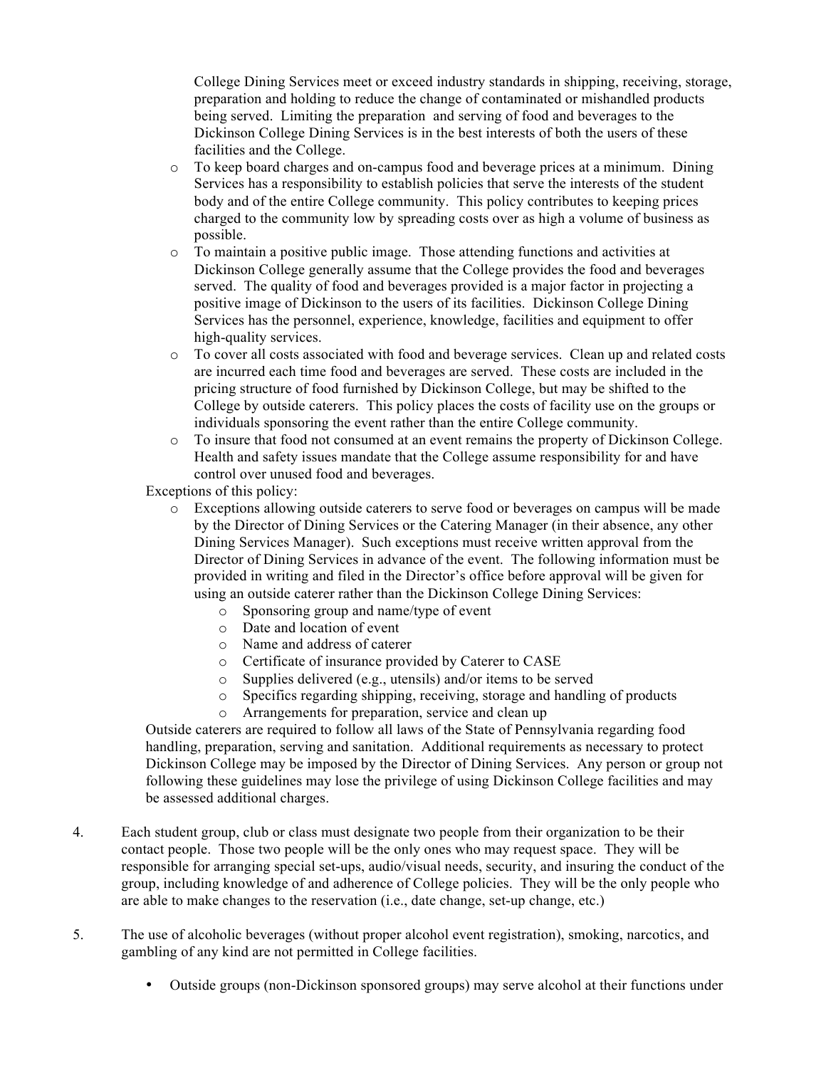College Dining Services meet or exceed industry standards in shipping, receiving, storage, preparation and holding to reduce the change of contaminated or mishandled products being served. Limiting the preparation and serving of food and beverages to the Dickinson College Dining Services is in the best interests of both the users of these facilities and the College.

- To keep board charges and on-campus food and beverage prices at a minimum. Dining Services has a responsibility to establish policies that serve the interests of the student body and of the entire College community. This policy contributes to keeping prices charged to the community low by spreading costs over as high a volume of business as possible.
- To maintain a positive public image. Those attending functions and activities at Dickinson College generally assume that the College provides the food and beverages served. The quality of food and beverages provided is a major factor in projecting a positive image of Dickinson to the users of its facilities. Dickinson College Dining Services has the personnel, experience, knowledge, facilities and equipment to offer high-quality services.
- To cover all costs associated with food and beverage services. Clean up and related costs are incurred each time food and beverages are served. These costs are included in the pricing structure of food furnished by Dickinson College, but may be shifted to the College by outside caterers. This policy places the costs of facility use on the groups or individuals sponsoring the event rather than the entire College community.
- To insure that food not consumed at an event remains the property of Dickinson College. Health and safety issues mandate that the College assume responsibility for and have control over unused food and beverages.

Exceptions of this policy:

- Exceptions allowing outside caterers to serve food or beverages on campus will be made by the Director of Dining Services or the Catering Manager (in their absence, any other Dining Services Manager). Such exceptions must receive written approval from the Director of Dining Services in advance of the event. The following information must be provided in writing and filed in the Director's office before approval will be given for using an outside caterer rather than the Dickinson College Dining Services:
    - Sponsoring group and name/type of event
    - Date and location of event
    - Name and address of caterer
    - Certificate of insurance provided by Caterer to CASE
    - Supplies delivered (e.g., utensils) and/or items to be served
    - Specifics regarding shipping, receiving, storage and handling of products
    - Arrangements for preparation, service and clean up

Outside caterers are required to follow all laws of the State of Pennsylvania regarding food handling, preparation, serving and sanitation. Additional requirements as necessary to protect Dickinson College may be imposed by the Director of Dining Services. Any person or group not following these guidelines may lose the privilege of using Dickinson College facilities and may be assessed additional charges.

4. Each student group, club or class must designate two people from their organization to be their contact people. Those two people will be the only ones who may request space. They will be responsible for arranging special set-ups, audio/visual needs, security, and insuring the conduct of the group, including knowledge of and adherence of College policies. They will be the only people who are able to make changes to the reservation (i.e., date change, set-up change, etc.)

5. The use of alcoholic beverages (without proper alcohol event registration), smoking, narcotics, and gambling of any kind are not permitted in College facilities.

    - Outside groups (non-Dickinson sponsored groups) may serve alcohol at their functions under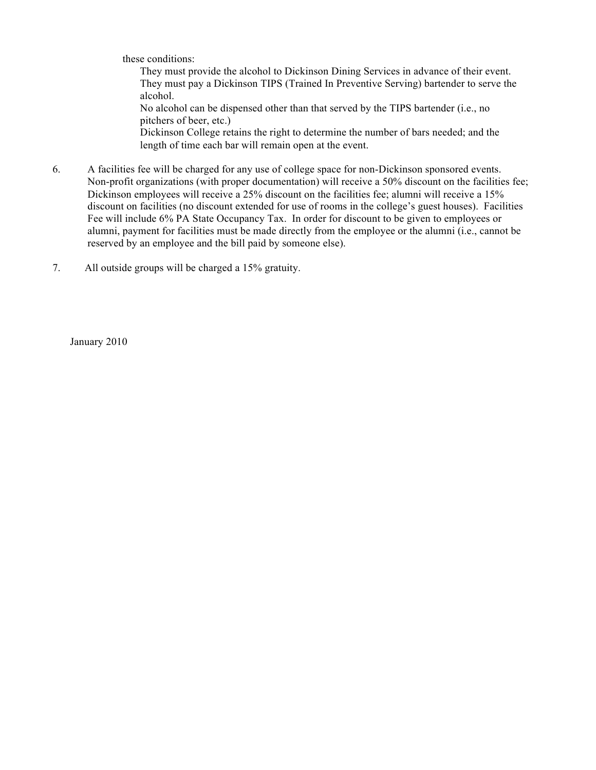these conditions:

- They must provide the alcohol to Dickinson Dining Services in advance of their event.
- They must pay a Dickinson TIPS (Trained In Preventive Serving) bartender to serve the alcohol.
- No alcohol can be dispensed other than that served by the TIPS bartender (i.e., no pitchers of beer, etc.)
- Dickinson College retains the right to determine the number of bars needed; and the length of time each bar will remain open at the event.

6. A facilities fee will be charged for any use of college space for non-Dickinson sponsored events. Non-profit organizations (with proper documentation) will receive a 50% discount on the facilities fee; Dickinson employees will receive a 25% discount on the facilities fee; alumni will receive a 15% discount on facilities (no discount extended for use of rooms in the college's guest houses). Facilities Fee will include 6% PA State Occupancy Tax. In order for discount to be given to employees or alumni, payment for facilities must be made directly from the employee or the alumni (i.e., cannot be reserved by an employee and the bill paid by someone else).

7. All outside groups will be charged a 15% gratuity.

January 2010